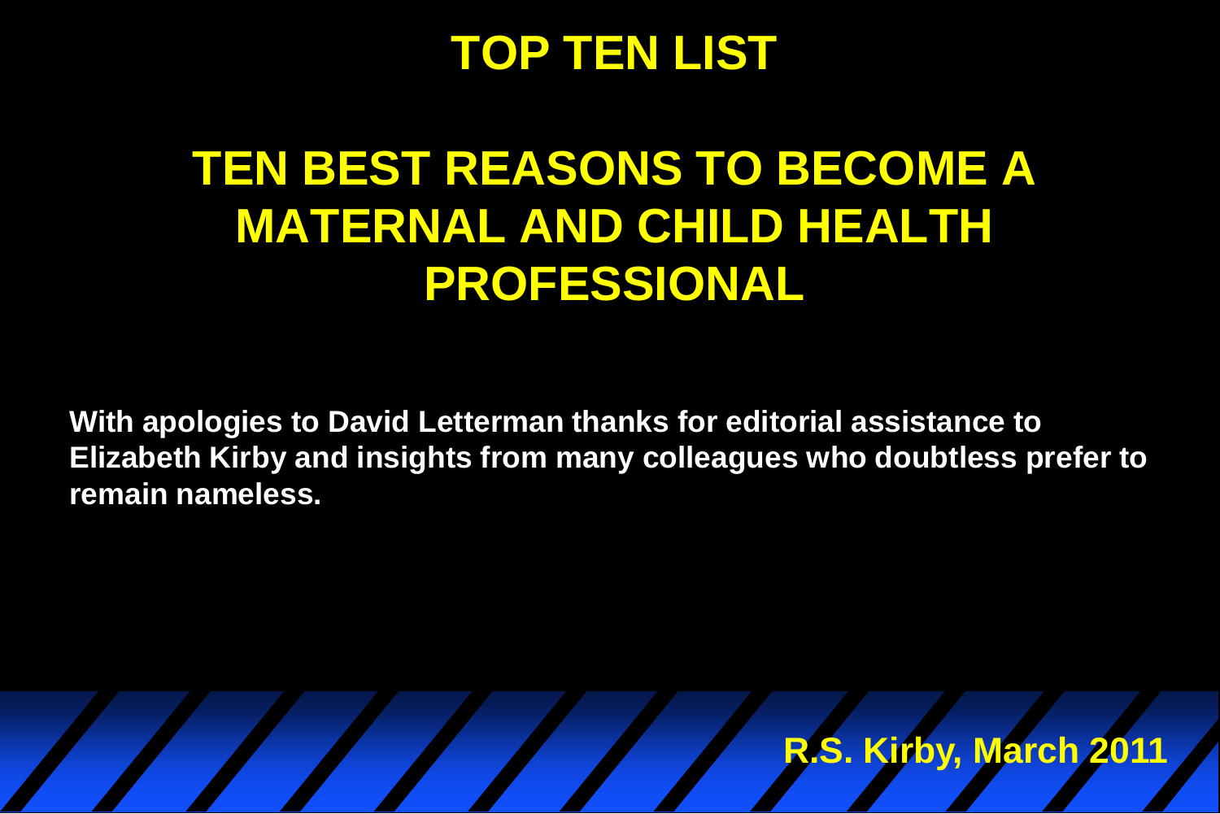# TOP TEN LIST

## TEN BEST REASONS TO BECOME A MATERNAL AND CHILD HEALTH PROFESSIONAL

**With apologies to David Letterman thanks for editorial assistance to Elizabeth Kirby and insights from many colleagues who doubtless prefer to remain nameless.**

**R.S. Kirby, March 2011**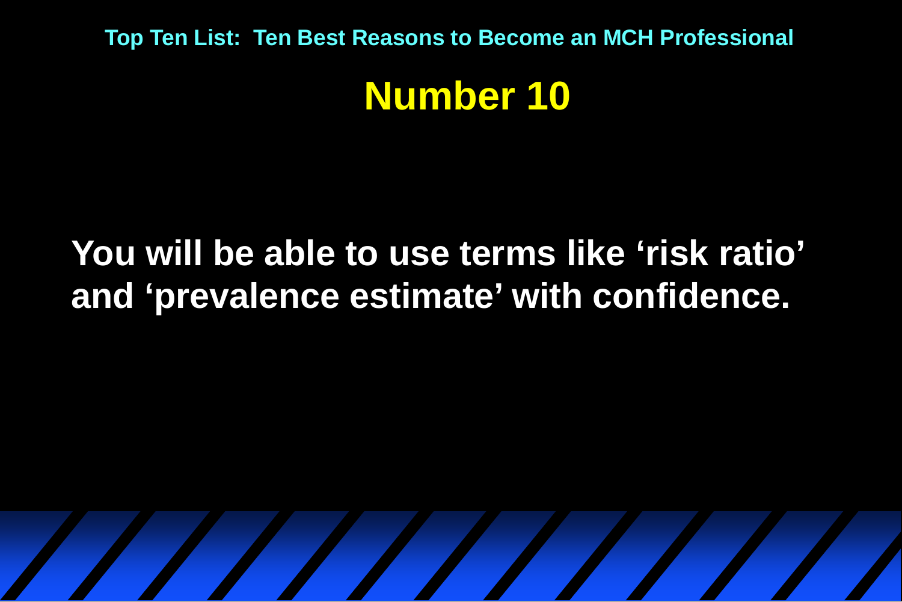Top Ten List: Ten Best Reasons to Become an MCH Professional

# Number 10

**You will be able to use terms like ‘risk ratio’ and ‘prevalence estimate’ with confidence.**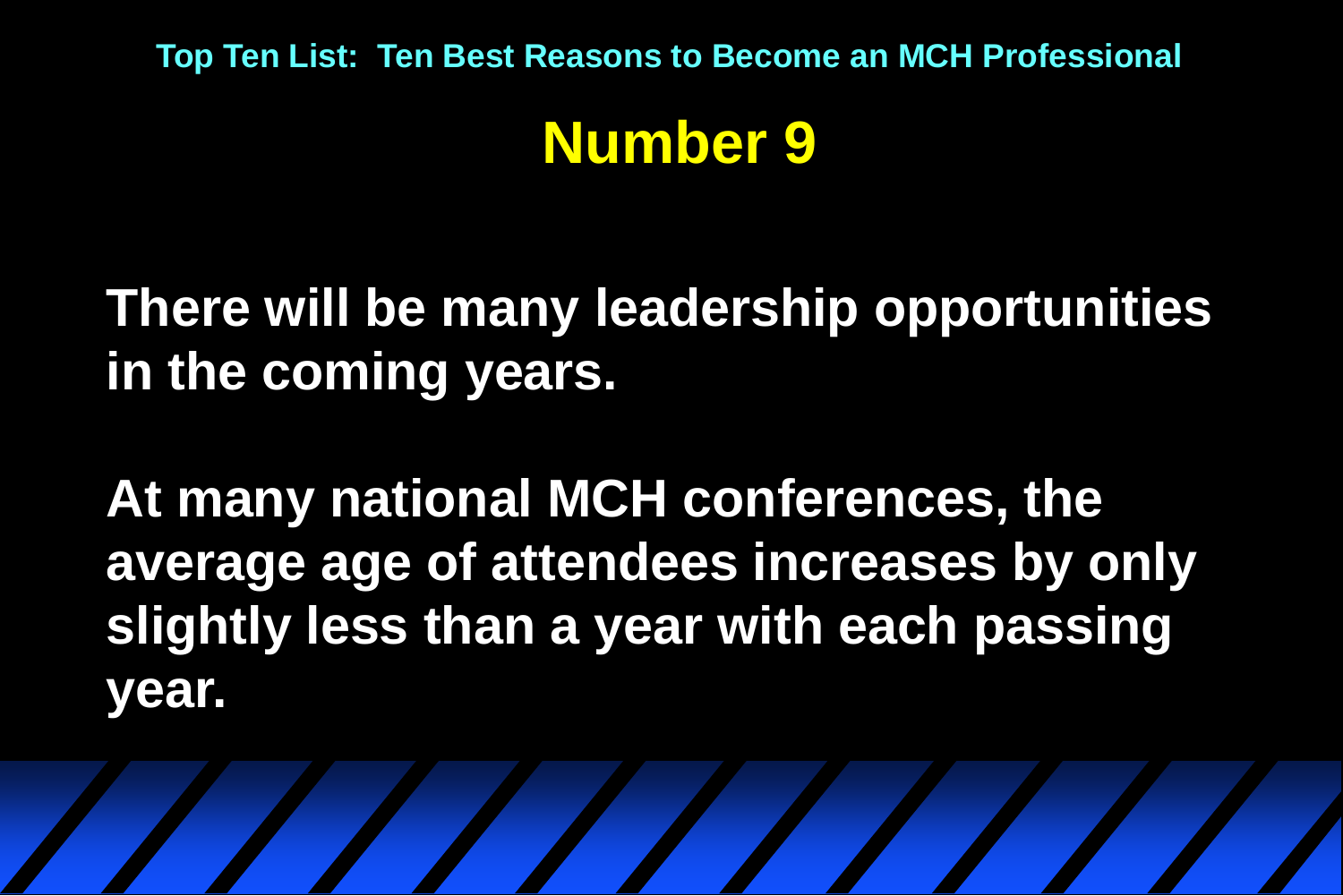Top Ten List: Ten Best Reasons to Become an MCH Professional

# Number 9

**There will be many leadership opportunities in the coming years.**

**At many national MCH conferences, the average age of attendees increases by only slightly less than a year with each passing year.**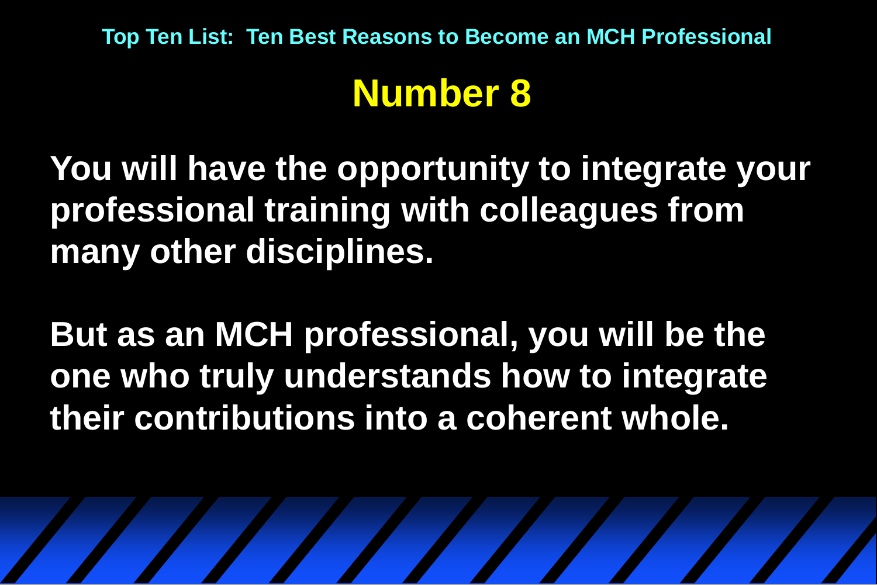Top Ten List: Ten Best Reasons to Become an MCH Professional

# Number 8

**You will have the opportunity to integrate your professional training with colleagues from many other disciplines.**

**But as an MCH professional, you will be the one who truly understands how to integrate their contributions into a coherent whole.**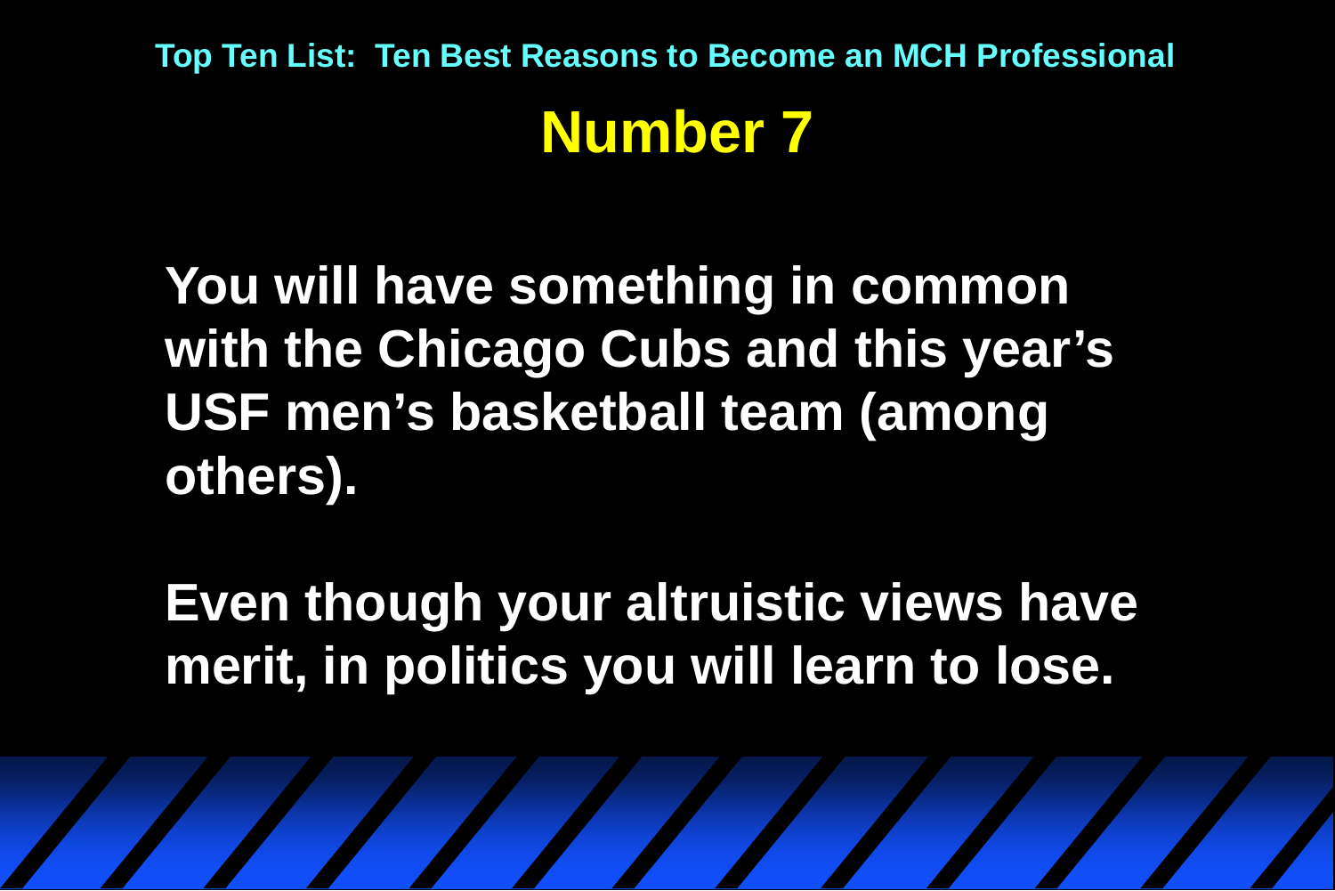Top Ten List: Ten Best Reasons to Become an MCH Professional

# Number 7

**You will have something in common with the Chicago Cubs and this year's USF men's basketball team (among others).**

**Even though your altruistic views have merit, in politics you will learn to lose.**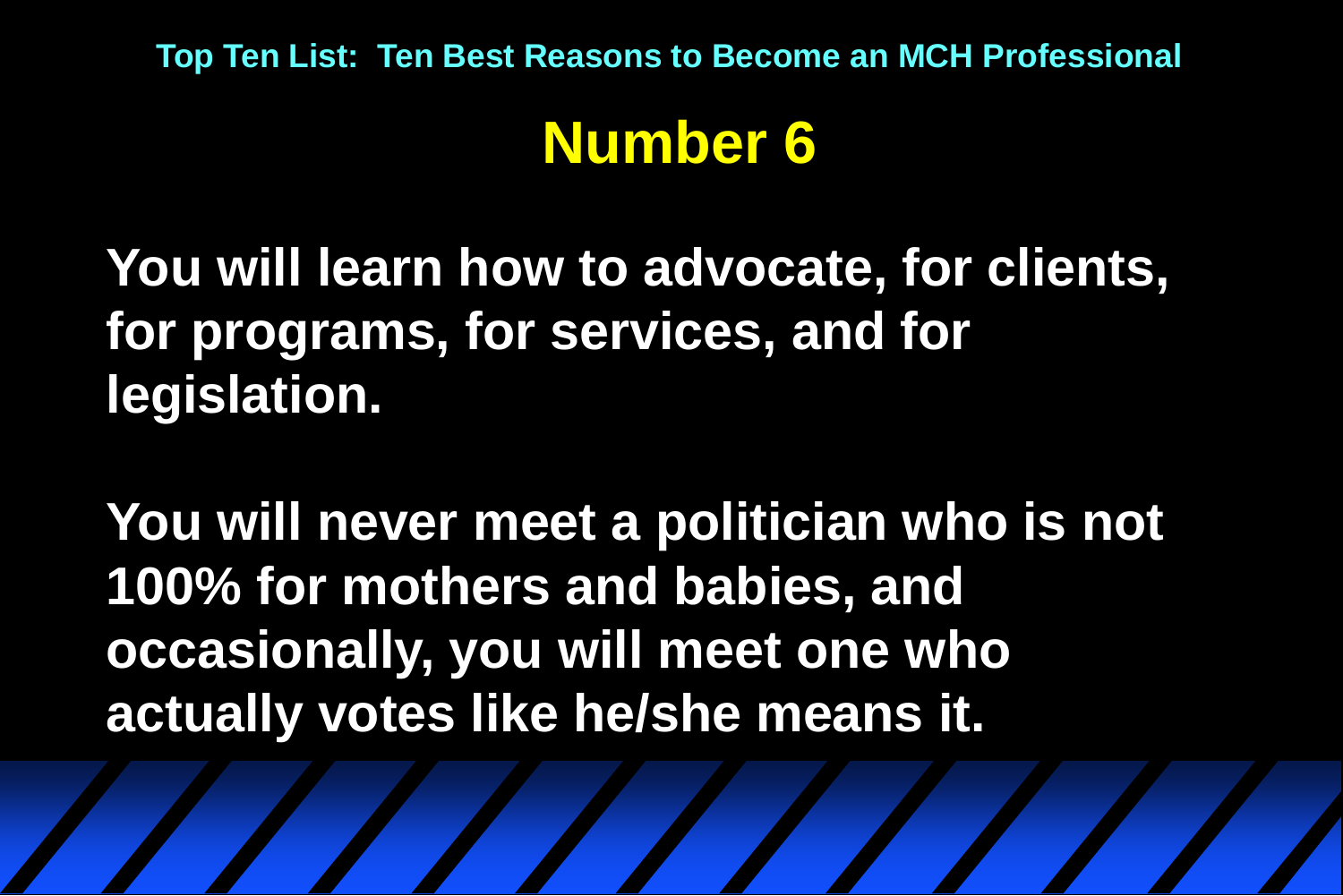Top Ten List: Ten Best Reasons to Become an MCH Professional

# Number 6

**You will learn how to advocate, for clients, for programs, for services, and for legislation.**

**You will never meet a politician who is not 100% for mothers and babies, and occasionally, you will meet one who actually votes like he/she means it.**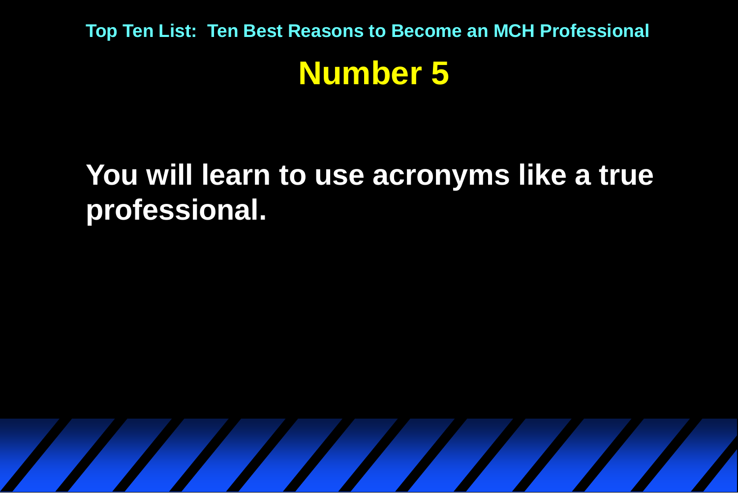Top Ten List: Ten Best Reasons to Become an MCH Professional

# Number 5

**You will learn to use acronyms like a true professional.**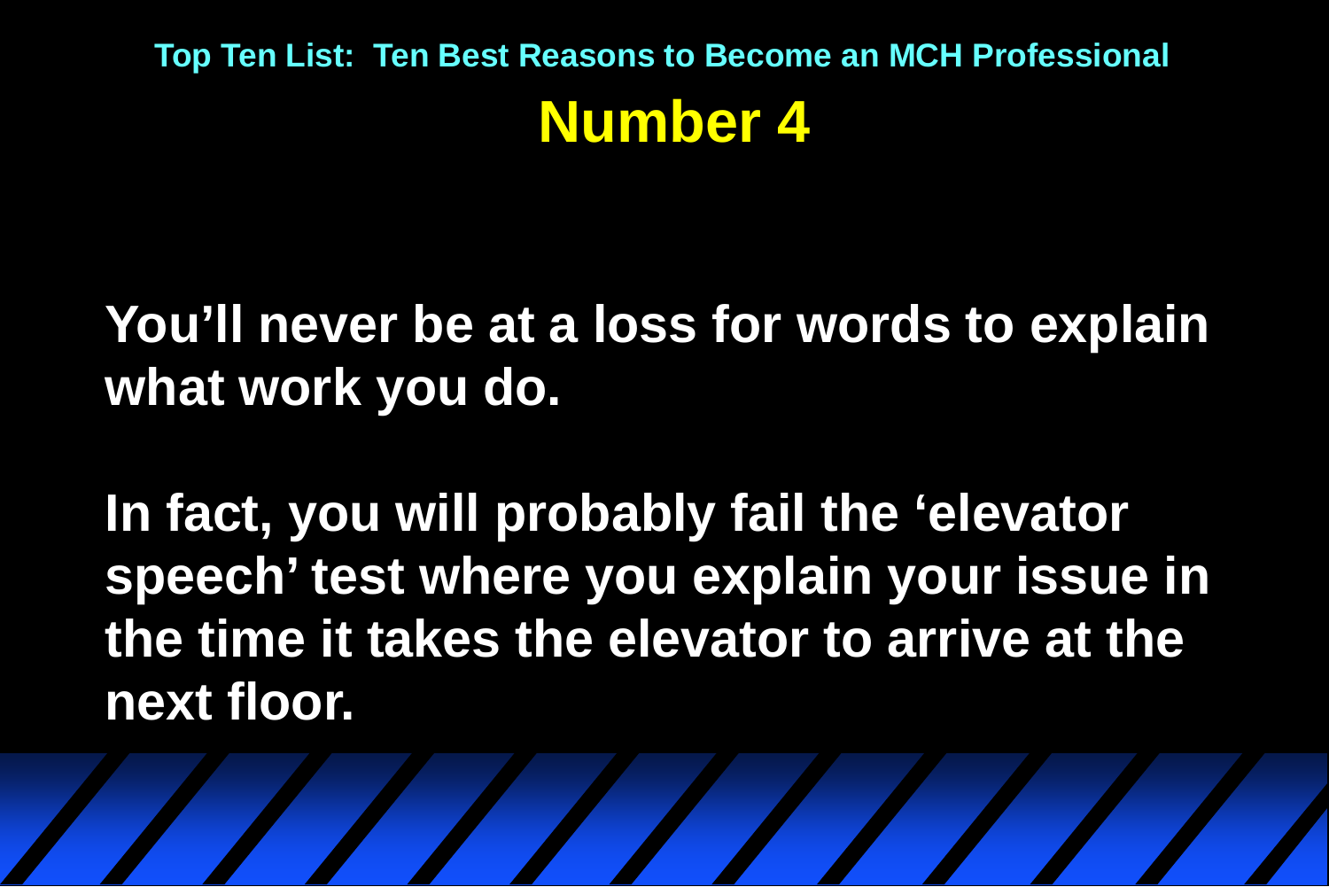**Top Ten List: Ten Best Reasons to Become an MCH Professional**

# Number 4

**You'll never be at a loss for words to explain what work you do.**

**In fact, you will probably fail the 'elevator speech' test where you explain your issue in the time it takes the elevator to arrive at the next floor.**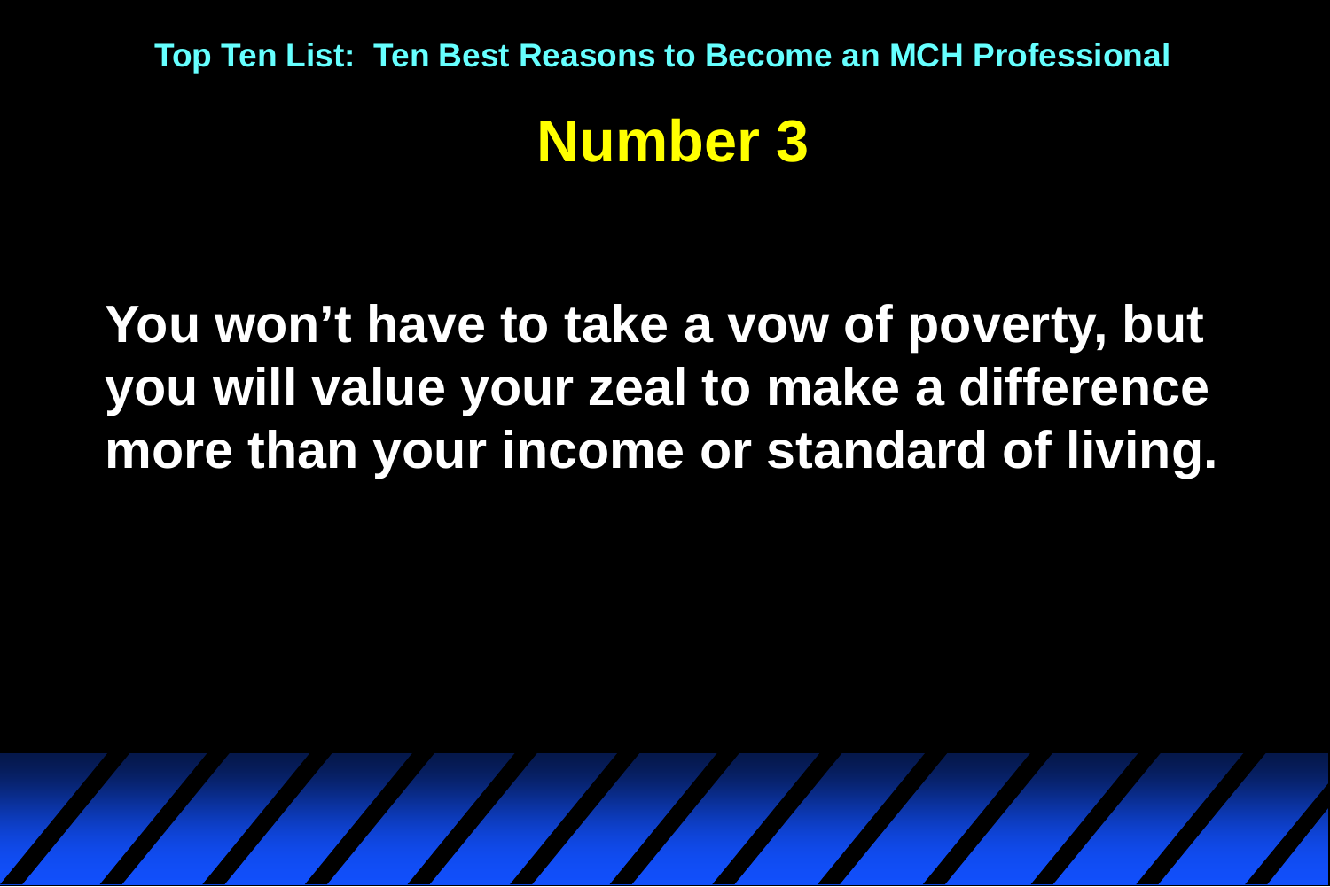Top Ten List: Ten Best Reasons to Become an MCH Professional

## Number 3

**You won't have to take a vow of poverty, but you will value your zeal to make a difference more than your income or standard of living.**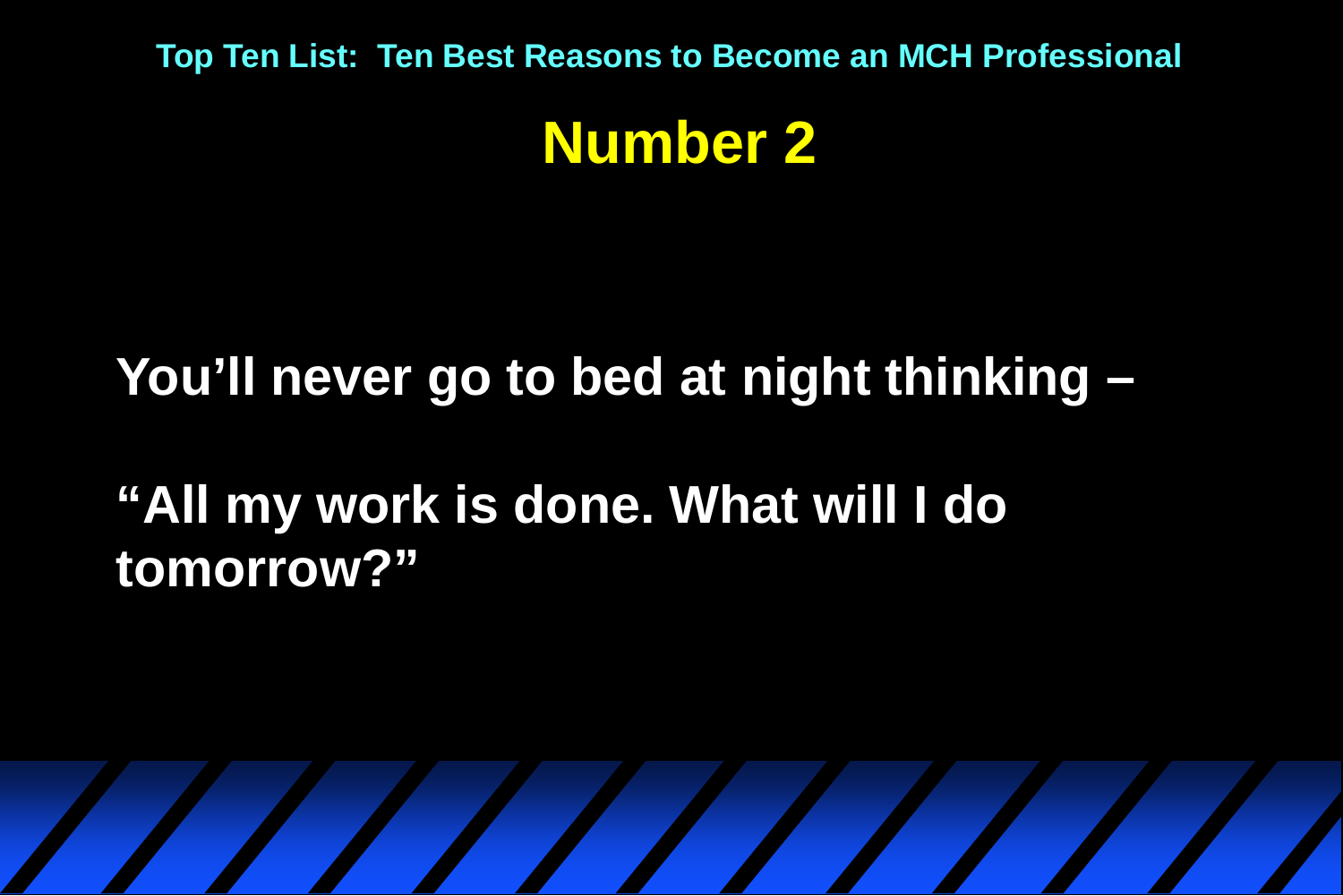Top Ten List: Ten Best Reasons to Become an MCH Professional

# Number 2

**You'll never go to bed at night thinking –**

**"All my work is done. What will I do tomorrow?"**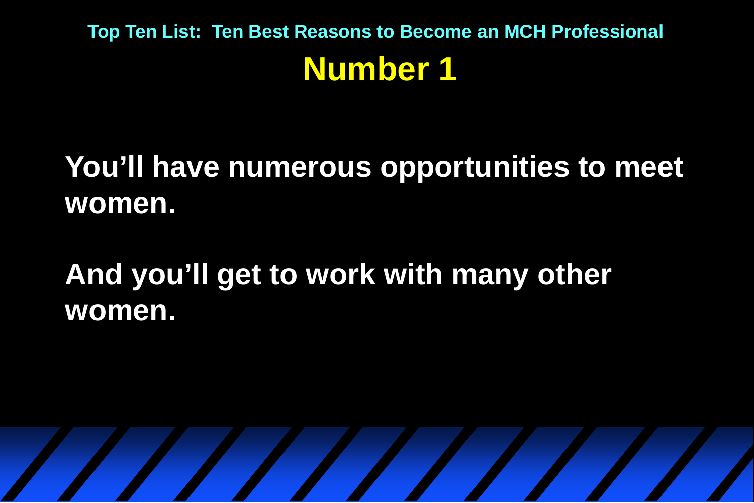## Top Ten List: Ten Best Reasons to Become an MCH Professional

# Number 1

**You'll have numerous opportunities to meet women.**

**And you'll get to work with many other women.**